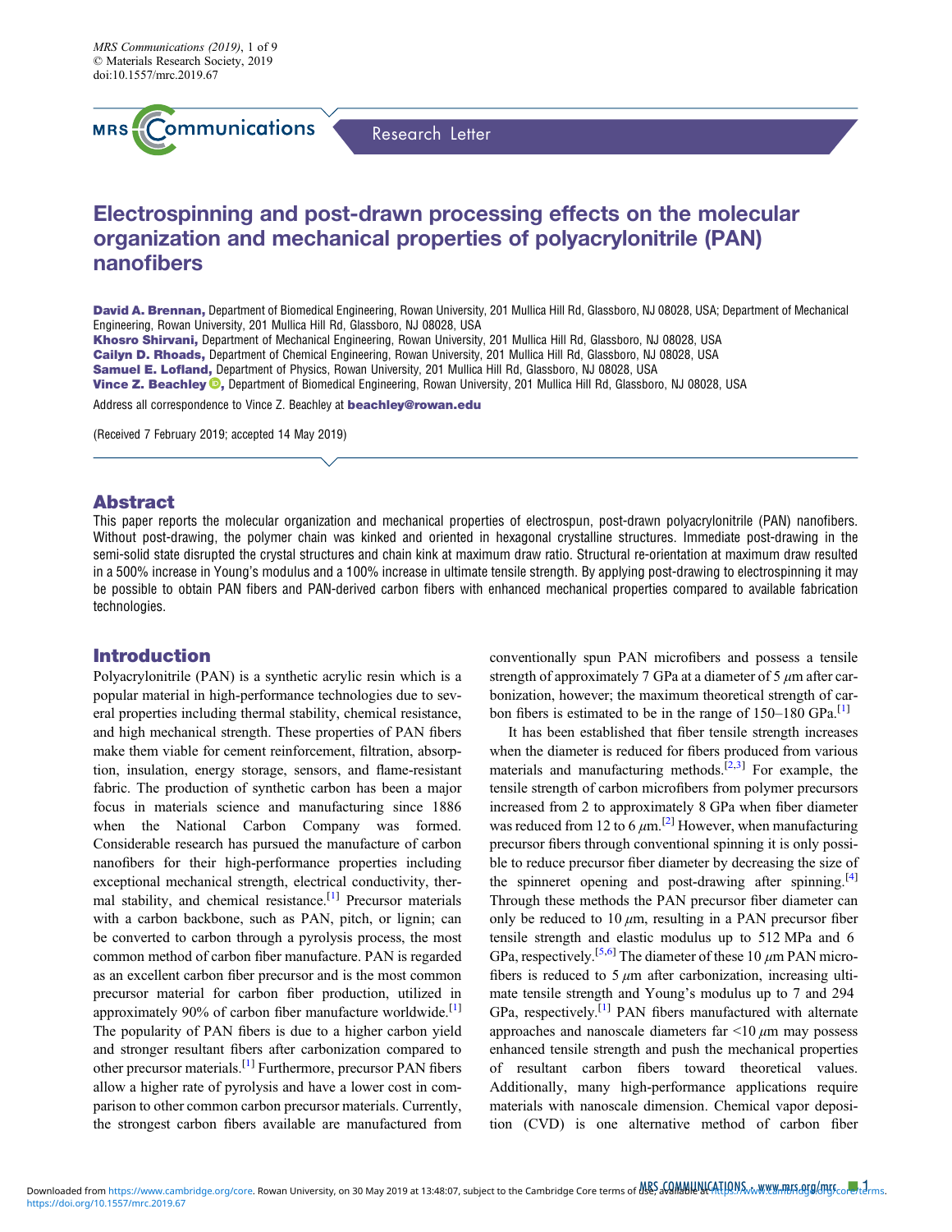Research Letter

# Electrospinning and post-drawn processing effects on the molecular organization and mechanical properties of polyacrylonitrile (PAN) nanofibers

**David A. Brennan,** Department of Biomedical Engineering, Rowan University, 201 Mullica Hill Rd, Glassboro, NJ 08028, USA; Department of Mechanical Engineering, Rowan University, 201 Mullica Hill Rd, Glassboro, NJ 08028, USA
**Khosro Shirvani,** Department of Mechanical Engineering, Rowan University, 201 Mullica Hill Rd, Glassboro, NJ 08028, USA
**Cailyn D. Rhoads,** Department of Chemical Engineering, Rowan University, 201 Mullica Hill Rd, Glassboro, NJ 08028, USA
**Samuel E. Lofland,** Department of Physics, Rowan University, 201 Mullica Hill Rd, Glassboro, NJ 08028, USA
**Vince Z. Beachley,** Department of Biomedical Engineering, Rowan University, 201 Mullica Hill Rd, Glassboro, NJ 08028, USA

Address all correspondence to Vince Z. Beachley at **beachley@rowan.edu**

(Received 7 February 2019; accepted 14 May 2019)

## Abstract

This paper reports the molecular organization and mechanical properties of electrospun, post-drawn polyacrylonitrile (PAN) nanofibers. Without post-drawing, the polymer chain was kinked and oriented in hexagonal crystalline structures. Immediate post-drawing in the semi-solid state disrupted the crystal structures and chain kink at maximum draw ratio. Structural re-orientation at maximum draw resulted in a 500% increase in Young's modulus and a 100% increase in ultimate tensile strength. By applying post-drawing to electrospinning it may be possible to obtain PAN fibers and PAN-derived carbon fibers with enhanced mechanical properties compared to available fabrication technologies.

## Introduction

Polyacrylonitrile (PAN) is a synthetic acrylic resin which is a popular material in high-performance technologies due to several properties including thermal stability, chemical resistance, and high mechanical strength. These properties of PAN fibers make them viable for cement reinforcement, filtration, absorption, insulation, energy storage, sensors, and flame-resistant fabric. The production of synthetic carbon has been a major focus in materials science and manufacturing since 1886 when the National Carbon Company was formed. Considerable research has pursued the manufacture of carbon nanofibers for their high-performance properties including exceptional mechanical strength, electrical conductivity, thermal stability, and chemical resistance.[1] Precursor materials with a carbon backbone, such as PAN, pitch, or lignin; can be converted to carbon through a pyrolysis process, the most common method of carbon fiber manufacture. PAN is regarded as an excellent carbon fiber precursor and is the most common precursor material for carbon fiber production, utilized in approximately 90% of carbon fiber manufacture worldwide.[1] The popularity of PAN fibers is due to a higher carbon yield and stronger resultant fibers after carbonization compared to other precursor materials.[1] Furthermore, precursor PAN fibers allow a higher rate of pyrolysis and have a lower cost in comparison to other common carbon precursor materials. Currently, the strongest carbon fibers available are manufactured from conventionally spun PAN microfibers and possess a tensile strength of approximately 7 GPa at a diameter of 5 $\mu$m after carbonization, however; the maximum theoretical strength of carbon fibers is estimated to be in the range of 150–180 GPa.[1]

It has been established that fiber tensile strength increases when the diameter is reduced for fibers produced from various materials and manufacturing methods.[2,3] For example, the tensile strength of carbon microfibers from polymer precursors increased from 2 to approximately 8 GPa when fiber diameter was reduced from 12 to 6 $\mu$m.[2] However, when manufacturing precursor fibers through conventional spinning it is only possible to reduce precursor fiber diameter by decreasing the size of the spinneret opening and post-drawing after spinning.[4] Through these methods the PAN precursor fiber diameter can only be reduced to 10 $\mu$m, resulting in a PAN precursor fiber tensile strength and elastic modulus up to 512 MPa and 6 GPa, respectively.[5,6] The diameter of these 10 $\mu$m PAN microfibers is reduced to 5 $\mu$m after carbonization, increasing ultimate tensile strength and Young's modulus up to 7 and 294 GPa, respectively.[1] PAN fibers manufactured with alternate approaches and nanoscale diameters far <10 $\mu$m may possess enhanced tensile strength and push the mechanical properties of resultant carbon fibers toward theoretical values. Additionally, many high-performance applications require materials with nanoscale dimension. Chemical vapor deposition (CVD) is one alternative method of carbon fiber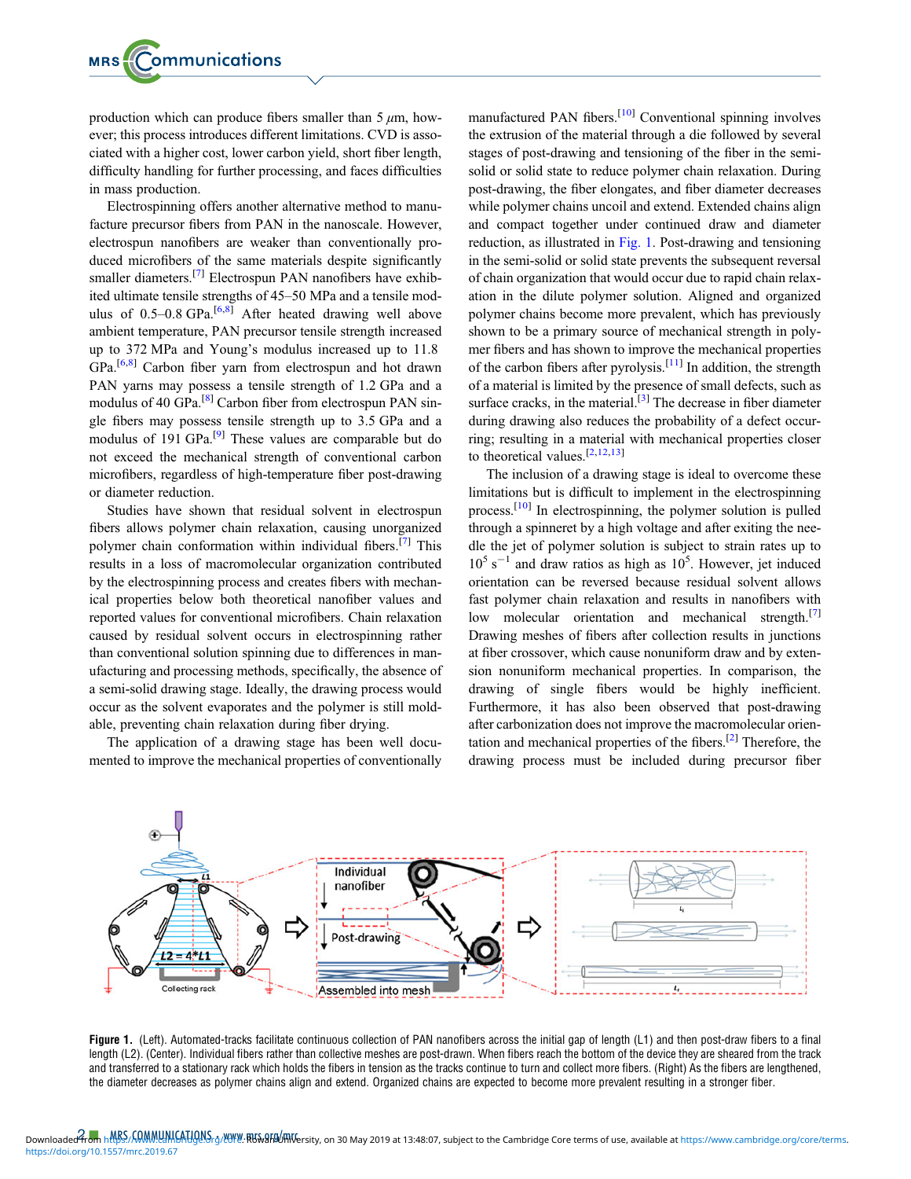production which can produce fibers smaller than 5 $\mu$m, however; this process introduces different limitations. CVD is associated with a higher cost, lower carbon yield, short fiber length, difficulty handling for further processing, and faces difficulties in mass production.

Electrospinning offers another alternative method to manufacture precursor fibers from PAN in the nanoscale. However, electrospun nanofibers are weaker than conventionally produced microfibers of the same materials despite significantly smaller diameters.[7] Electrospun PAN nanofibers have exhibited ultimate tensile strengths of 45–50 MPa and a tensile modulus of 0.5–0.8 GPa.[6,8] After heated drawing well above ambient temperature, PAN precursor tensile strength increased up to 372 MPa and Young's modulus increased up to 11.8 GPa.[6,8] Carbon fiber yarn from electrospun and hot drawn PAN yarns may possess a tensile strength of 1.2 GPa and a modulus of 40 GPa.[8] Carbon fiber from electrospun PAN single fibers may possess tensile strength up to 3.5 GPa and a modulus of 191 GPa.[9] These values are comparable but do not exceed the mechanical strength of conventional carbon microfibers, regardless of high-temperature fiber post-drawing or diameter reduction.

Studies have shown that residual solvent in electrospun fibers allows polymer chain relaxation, causing unorganized polymer chain conformation within individual fibers.[7] This results in a loss of macromolecular organization contributed by the electrospinning process and creates fibers with mechanical properties below both theoretical nanofiber values and reported values for conventional microfibers. Chain relaxation caused by residual solvent occurs in electrospinning rather than conventional solution spinning due to differences in manufacturing and processing methods, specifically, the absence of a semi-solid drawing stage. Ideally, the drawing process would occur as the solvent evaporates and the polymer is still moldable, preventing chain relaxation during fiber drying.

The application of a drawing stage has been well documented to improve the mechanical properties of conventionally manufactured PAN fibers.[10] Conventional spinning involves the extrusion of the material through a die followed by several stages of post-drawing and tensioning of the fiber in the semi-solid or solid state to reduce polymer chain relaxation. During post-drawing, the fiber elongates, and fiber diameter decreases while polymer chains uncoil and extend. Extended chains align and compact together under continued draw and diameter reduction, as illustrated in Fig. 1. Post-drawing and tensioning in the semi-solid or solid state prevents the subsequent reversal of chain organization that would occur due to rapid chain relaxation in the dilute polymer solution. Aligned and organized polymer chains become more prevalent, which has previously shown to be a primary source of mechanical strength in polymer fibers and has shown to improve the mechanical properties of the carbon fibers after pyrolysis.[11] In addition, the strength of a material is limited by the presence of small defects, such as surface cracks, in the material.[3] The decrease in fiber diameter during drawing also reduces the probability of a defect occurring; resulting in a material with mechanical properties closer to theoretical values.[2,12,13]

The inclusion of a drawing stage is ideal to overcome these limitations but is difficult to implement in the electrospinning process.[10] In electrospinning, the polymer solution is pulled through a spinneret by a high voltage and after exiting the needle the jet of polymer solution is subject to strain rates up to $10^5$ s$^{-1}$ and draw ratios as high as $10^5$. However, jet induced orientation can be reversed because residual solvent allows fast polymer chain relaxation and results in nanofibers with low molecular orientation and mechanical strength.[7] Drawing meshes of fibers after collection results in junctions at fiber crossover, which cause nonuniform draw and by extension nonuniform mechanical properties. In comparison, the drawing of single fibers would be highly inefficient. Furthermore, it has also been observed that post-drawing after carbonization does not improve the macromolecular orientation and mechanical properties of the fibers.[2] Therefore, the drawing process must be included during precursor fiber

**Figure 1.** (Left). Automated-tracks facilitate continuous collection of PAN nanofibers across the initial gap of length (L1) and then post-draw fibers to a final length (L2). (Center). Individual fibers rather than collective meshes are post-drawn. When fibers reach the bottom of the device they are sheared from the track and transferred to a stationary rack which holds the fibers in tension as the tracks continue to turn and collect more fibers. (Right) As the fibers are lengthened, the diameter decreases as polymer chains align and extend. Organized chains are expected to become more prevalent resulting in a stronger fiber.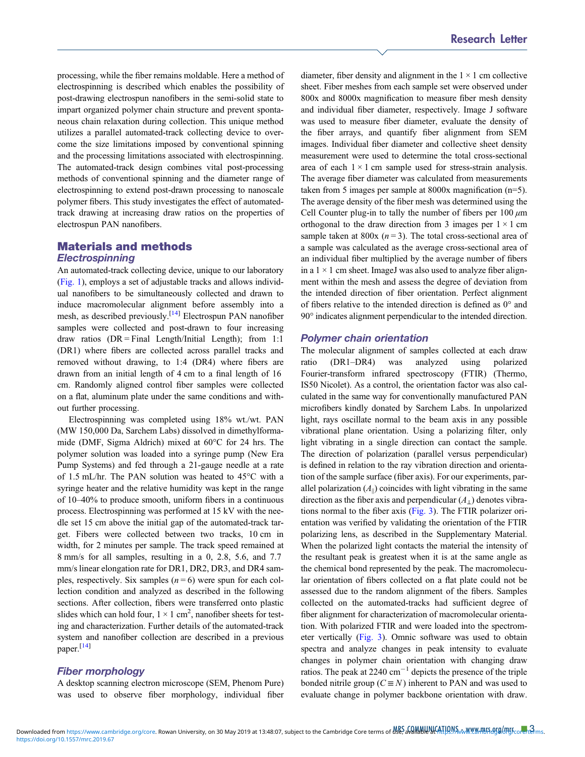processing, while the fiber remains moldable. Here a method of electrospinning is described which enables the possibility of post-drawing electrospun nanofibers in the semi-solid state to impart organized polymer chain structure and prevent spontaneous chain relaxation during collection. This unique method utilizes a parallel automated-track collecting device to overcome the size limitations imposed by conventional spinning and the processing limitations associated with electrospinning. The automated-track design combines vital post-processing methods of conventional spinning and the diameter range of electrospinning to extend post-drawn processing to nanoscale polymer fibers. This study investigates the effect of automated-track drawing at increasing draw ratios on the properties of electrospun PAN nanofibers.

## Materials and methods

### *Electrospinning*

An automated-track collecting device, unique to our laboratory (Fig. 1), employs a set of adjustable tracks and allows individual nanofibers to be simultaneously collected and drawn to induce macromolecular alignment before assembly into a mesh, as described previously.[14] Electrospun PAN nanofiber samples were collected and post-drawn to four increasing draw ratios (DR = Final Length/Initial Length); from 1:1 (DR1) where fibers are collected across parallel tracks and removed without drawing, to 1:4 (DR4) where fibers are drawn from an initial length of 4 cm to a final length of 16 cm. Randomly aligned control fiber samples were collected on a flat, aluminum plate under the same conditions and without further processing.

Electrospinning was completed using 18% wt./wt. PAN (MW 150,000 Da, Sarchem Labs) dissolved in dimethylformamide (DMF, Sigma Aldrich) mixed at 60°C for 24 hrs. The polymer solution was loaded into a syringe pump (New Era Pump Systems) and fed through a 21-gauge needle at a rate of 1.5 mL/hr. The PAN solution was heated to 45°C with a syringe heater and the relative humidity was kept in the range of 10–40% to produce smooth, uniform fibers in a continuous process. Electrospinning was performed at 15 kV with the needle set 15 cm above the initial gap of the automated-track target. Fibers were collected between two tracks, 10 cm in width, for 2 minutes per sample. The track speed remained at 8 mm/s for all samples, resulting in a 0, 2.8, 5.6, and 7.7 mm/s linear elongation rate for DR1, DR2, DR3, and DR4 samples, respectively. Six samples ($n = 6$) were spun for each collection condition and analyzed as described in the following sections. After collection, fibers were transferred onto plastic slides which can hold four, $1 \times 1$ cm$^2$, nanofiber sheets for testing and characterization. Further details of the automated-track system and nanofiber collection are described in a previous paper.[14]

### *Fiber morphology*

A desktop scanning electron microscope (SEM, Phenom Pure) was used to observe fiber morphology, individual fiber diameter, fiber density and alignment in the $1 \times 1$ cm collective sheet. Fiber meshes from each sample set were observed under 800x and 8000x magnification to measure fiber mesh density and individual fiber diameter, respectively. Image J software was used to measure fiber diameter, evaluate the density of the fiber arrays, and quantify fiber alignment from SEM images. Individual fiber diameter and collective sheet density measurement were used to determine the total cross-sectional area of each $1 \times 1$ cm sample used for stress-strain analysis. The average fiber diameter was calculated from measurements taken from 5 images per sample at 8000x magnification (n=5). The average density of the fiber mesh was determined using the Cell Counter plug-in to tally the number of fibers per 100 $\mu$m orthogonal to the draw direction from 3 images per $1 \times 1$ cm sample taken at 800x ($n = 3$). The total cross-sectional area of a sample was calculated as the average cross-sectional area of an individual fiber multiplied by the average number of fibers in a $1 \times 1$ cm sheet. ImageJ was also used to analyze fiber alignment within the mesh and assess the degree of deviation from the intended direction of fiber orientation. Perfect alignment of fibers relative to the intended direction is defined as 0° and 90° indicates alignment perpendicular to the intended direction.

### *Polymer chain orientation*

The molecular alignment of samples collected at each draw ratio (DR1–DR4) was analyzed using polarized Fourier-transform infrared spectroscopy (FTIR) (Thermo, IS50 Nicolet). As a control, the orientation factor was also calculated in the same way for conventionally manufactured PAN microfibers kindly donated by Sarchem Labs. In unpolarized light, rays oscillate normal to the beam axis in any possible vibrational plane orientation. Using a polarizing filter, only light vibrating in a single direction can contact the sample. The direction of polarization (parallel versus perpendicular) is defined in relation to the ray vibration direction and orientation of the sample surface (fiber axis). For our experiments, parallel polarization ($A_{\parallel}$) coincides with light vibrating in the same direction as the fiber axis and perpendicular ($A_{\perp}$) denotes vibrations normal to the fiber axis (Fig. 3). The FTIR polarizer orientation was verified by validating the orientation of the FTIR polarizing lens, as described in the Supplementary Material. When the polarized light contacts the material the intensity of the resultant peak is greatest when it is at the same angle as the chemical bond represented by the peak. The macromolecular orientation of fibers collected on a flat plate could not be assessed due to the random alignment of the fibers. Samples collected on the automated-tracks had sufficient degree of fiber alignment for characterization of macromolecular orientation. With polarized FTIR and were loaded into the spectrometer vertically (Fig. 3). Omnic software was used to obtain spectra and analyze changes in peak intensity to evaluate changes in polymer chain orientation with changing draw ratios. The peak at 2240 cm$^{-1}$ depicts the presence of the triple bonded nitrile group ($C \equiv N$) inherent to PAN and was used to evaluate change in polymer backbone orientation with draw.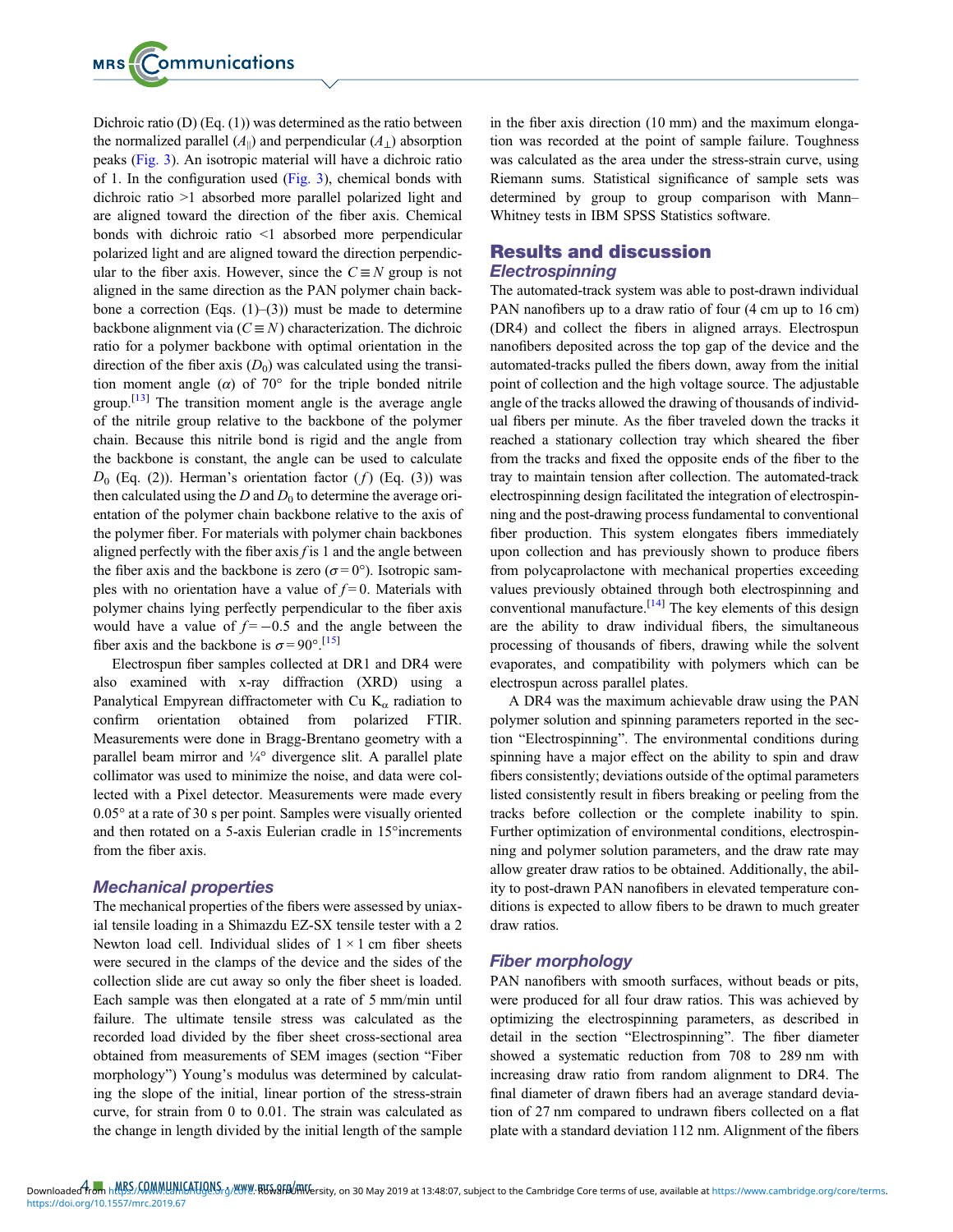Dichroic ratio (D) (Eq. (1)) was determined as the ratio between the normalized parallel ($A_{\|}$) and perpendicular ($A_{\perp}$) absorption peaks (Fig. 3). An isotropic material will have a dichroic ratio of 1. In the configuration used (Fig. 3), chemical bonds with dichroic ratio >1 absorbed more parallel polarized light and are aligned toward the direction of the fiber axis. Chemical bonds with dichroic ratio <1 absorbed more perpendicular polarized light and are aligned toward the direction perpendicular to the fiber axis. However, since the $C\equiv N$ group is not aligned in the same direction as the PAN polymer chain backbone a correction (Eqs. (1)–(3)) must be made to determine backbone alignment via ($C\equiv N$) characterization. The dichroic ratio for a polymer backbone with optimal orientation in the direction of the fiber axis ($D_0$) was calculated using the transition moment angle ($\alpha$) of 70° for the triple bonded nitrile group.[13] The transition moment angle is the average angle of the nitrile group relative to the backbone of the polymer chain. Because this nitrile bond is rigid and the angle from the backbone is constant, the angle can be used to calculate $D_0$ (Eq. (2)). Herman's orientation factor ($f$) (Eq. (3)) was then calculated using the $D$ and $D_0$ to determine the average orientation of the polymer chain backbone relative to the axis of the polymer fiber. For materials with polymer chain backbones aligned perfectly with the fiber axis $f$ is 1 and the angle between the fiber axis and the backbone is zero ($\sigma = 0°$). Isotropic samples with no orientation have a value of $f = 0$. Materials with polymer chains lying perfectly perpendicular to the fiber axis would have a value of $f = -0.5$ and the angle between the fiber axis and the backbone is $\sigma = 90°$.[15]

Electrospun fiber samples collected at DR1 and DR4 were also examined with x-ray diffraction (XRD) using a Panalytical Empyrean diffractometer with Cu $K_{\alpha}$ radiation to confirm orientation obtained from polarized FTIR. Measurements were done in Bragg-Brentano geometry with a parallel beam mirror and ¼° divergence slit. A parallel plate collimator was used to minimize the noise, and data were collected with a Pixel detector. Measurements were made every 0.05° at a rate of 30 s per point. Samples were visually oriented and then rotated on a 5-axis Eulerian cradle in 15°increments from the fiber axis.

### Mechanical properties

The mechanical properties of the fibers were assessed by uniaxial tensile loading in a Shimazdu EZ-SX tensile tester with a 2 Newton load cell. Individual slides of 1 × 1 cm fiber sheets were secured in the clamps of the device and the sides of the collection slide are cut away so only the fiber sheet is loaded. Each sample was then elongated at a rate of 5 mm/min until failure. The ultimate tensile stress was calculated as the recorded load divided by the fiber sheet cross-sectional area obtained from measurements of SEM images (section "Fiber morphology") Young's modulus was determined by calculating the slope of the initial, linear portion of the stress-strain curve, for strain from 0 to 0.01. The strain was calculated as the change in length divided by the initial length of the sample in the fiber axis direction (10 mm) and the maximum elongation was recorded at the point of sample failure. Toughness was calculated as the area under the stress-strain curve, using Riemann sums. Statistical significance of sample sets was determined by group to group comparison with Mann–Whitney tests in IBM SPSS Statistics software.

## Results and discussion

### Electrospinning

The automated-track system was able to post-drawn individual PAN nanofibers up to a draw ratio of four (4 cm up to 16 cm) (DR4) and collect the fibers in aligned arrays. Electrospun nanofibers deposited across the top gap of the device and the automated-tracks pulled the fibers down, away from the initial point of collection and the high voltage source. The adjustable angle of the tracks allowed the drawing of thousands of individual fibers per minute. As the fiber traveled down the tracks it reached a stationary collection tray which sheared the fiber from the tracks and fixed the opposite ends of the fiber to the tray to maintain tension after collection. The automated-track electrospinning design facilitated the integration of electrospinning and the post-drawing process fundamental to conventional fiber production. This system elongates fibers immediately upon collection and has previously shown to produce fibers from polycaprolactone with mechanical properties exceeding values previously obtained through both electrospinning and conventional manufacture.[14] The key elements of this design are the ability to draw individual fibers, the simultaneous processing of thousands of fibers, drawing while the solvent evaporates, and compatibility with polymers which can be electrospun across parallel plates.

A DR4 was the maximum achievable draw using the PAN polymer solution and spinning parameters reported in the section "Electrospinning". The environmental conditions during spinning have a major effect on the ability to spin and draw fibers consistently; deviations outside of the optimal parameters listed consistently result in fibers breaking or peeling from the tracks before collection or the complete inability to spin. Further optimization of environmental conditions, electrospinning and polymer solution parameters, and the draw rate may allow greater draw ratios to be obtained. Additionally, the ability to post-drawn PAN nanofibers in elevated temperature conditions is expected to allow fibers to be drawn to much greater draw ratios.

### Fiber morphology

PAN nanofibers with smooth surfaces, without beads or pits, were produced for all four draw ratios. This was achieved by optimizing the electrospinning parameters, as described in detail in the section "Electrospinning". The fiber diameter showed a systematic reduction from 708 to 289 nm with increasing draw ratio from random alignment to DR4. The final diameter of drawn fibers had an average standard deviation of 27 nm compared to undrawn fibers collected on a flat plate with a standard deviation 112 nm. Alignment of the fibers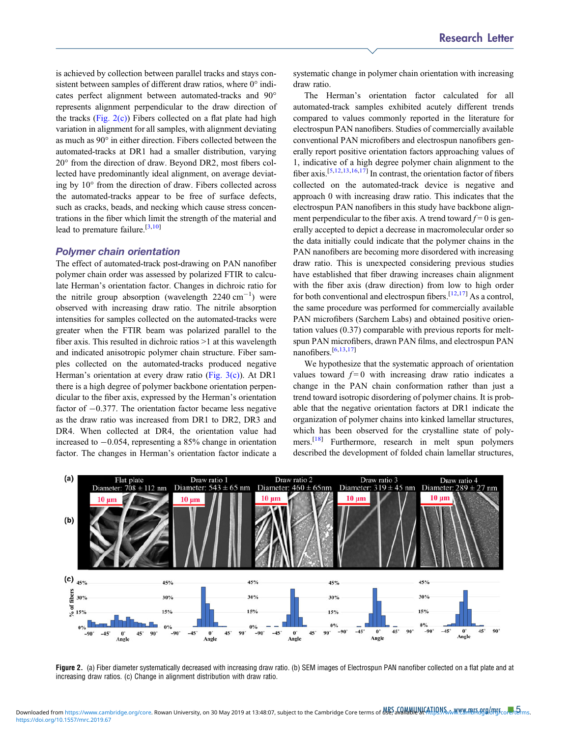is achieved by collection between parallel tracks and stays consistent between samples of different draw ratios, where 0° indicates perfect alignment between automated-tracks and 90° represents alignment perpendicular to the draw direction of the tracks (Fig. 2(c)) Fibers collected on a flat plate had high variation in alignment for all samples, with alignment deviating as much as 90° in either direction. Fibers collected between the automated-tracks at DR1 had a smaller distribution, varying 20° from the direction of draw. Beyond DR2, most fibers collected have predominantly ideal alignment, on average deviating by 10° from the direction of draw. Fibers collected across the automated-tracks appear to be free of surface defects, such as cracks, beads, and necking which cause stress concentrations in the fiber which limit the strength of the material and lead to premature failure.[3,10]

## Polymer chain orientation

The effect of automated-track post-drawing on PAN nanofiber polymer chain order was assessed by polarized FTIR to calculate Herman's orientation factor. Changes in dichroic ratio for the nitrile group absorption (wavelength 2240 $cm^{-1}$) were observed with increasing draw ratio. The nitrile absorption intensities for samples collected on the automated-tracks were greater when the FTIR beam was polarized parallel to the fiber axis. This resulted in dichroic ratios >1 at this wavelength and indicated anisotropic polymer chain structure. Fiber samples collected on the automated-tracks produced negative Herman's orientation at every draw ratio (Fig. 3(c)). At DR1 there is a high degree of polymer backbone orientation perpendicular to the fiber axis, expressed by the Herman's orientation factor of −0.377. The orientation factor became less negative as the draw ratio was increased from DR1 to DR2, DR3 and DR4. When collected at DR4, the orientation value had increased to −0.054, representing a 85% change in orientation factor. The changes in Herman's orientation factor indicate a systematic change in polymer chain orientation with increasing draw ratio.

The Herman's orientation factor calculated for all automated-track samples exhibited acutely different trends compared to values commonly reported in the literature for electrospun PAN nanofibers. Studies of commercially available conventional PAN microfibers and electrospun nanofibers generally report positive orientation factors approaching values of 1, indicative of a high degree polymer chain alignment to the fiber axis.[5,12,13,16,17] In contrast, the orientation factor of fibers collected on the automated-track device is negative and approach 0 with increasing draw ratio. This indicates that the electrospun PAN nanofibers in this study have backbone alignment perpendicular to the fiber axis. A trend toward $f = 0$ is generally accepted to depict a decrease in macromolecular order so the data initially could indicate that the polymer chains in the PAN nanofibers are becoming more disordered with increasing draw ratio. This is unexpected considering previous studies have established that fiber drawing increases chain alignment with the fiber axis (draw direction) from low to high order for both conventional and electrospun fibers.[12,17] As a control, the same procedure was performed for commercially available PAN microfibers (Sarchem Labs) and obtained positive orientation values (0.37) comparable with previous reports for melt-spun PAN microfibers, drawn PAN films, and electrospun PAN nanofibers.[6,13,17]

We hypothesize that the systematic approach of orientation values toward $f = 0$ with increasing draw ratio indicates a change in the PAN chain conformation rather than just a trend toward isotropic disordering of polymer chains. It is probable that the negative orientation factors at DR1 indicate the organization of polymer chains into kinked lamellar structures, which has been observed for the crystalline state of polymers.[18] Furthermore, research in melt spun polymers described the development of folded chain lamellar structures,

**Figure 2.** (a) Fiber diameter systematically decreased with increasing draw ratio. (b) SEM images of Electrospun PAN nanofiber collected on a flat plate and at increasing draw ratios. (c) Change in alignment distribution with draw ratio.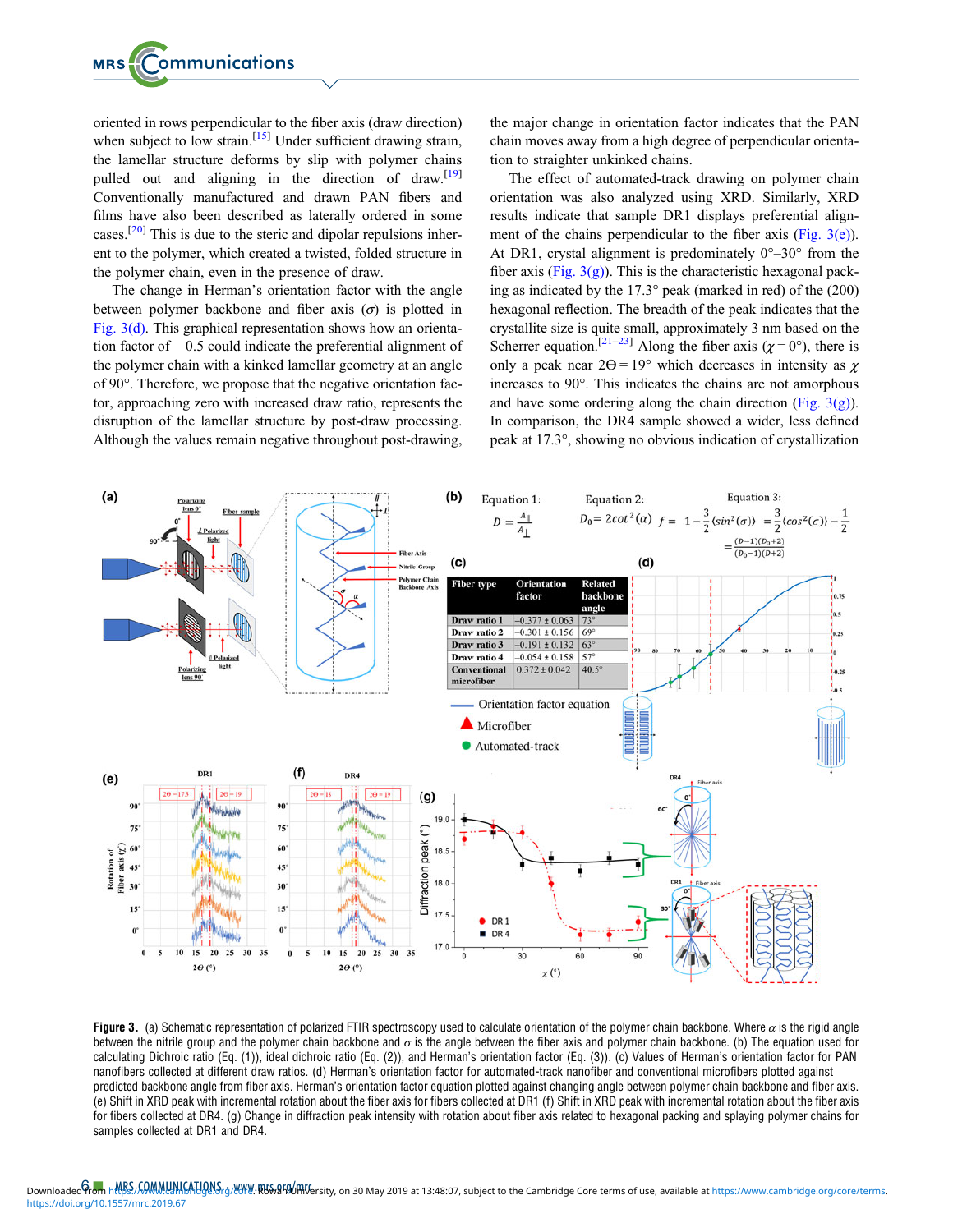oriented in rows perpendicular to the fiber axis (draw direction) when subject to low strain.[15] Under sufficient drawing strain, the lamellar structure deforms by slip with polymer chains pulled out and aligning in the direction of draw.[19] Conventionally manufactured and drawn PAN fibers and films have also been described as laterally ordered in some cases.[20] This is due to the steric and dipolar repulsions inherent to the polymer, which created a twisted, folded structure in the polymer chain, even in the presence of draw.

The change in Herman's orientation factor with the angle between polymer backbone and fiber axis ($\sigma$) is plotted in Fig. 3(d). This graphical representation shows how an orientation factor of −0.5 could indicate the preferential alignment of the polymer chain with a kinked lamellar geometry at an angle of 90°. Therefore, we propose that the negative orientation factor, approaching zero with increased draw ratio, represents the disruption of the lamellar structure by post-draw processing. Although the values remain negative throughout post-drawing, the major change in orientation factor indicates that the PAN chain moves away from a high degree of perpendicular orientation to straighter unkinked chains.

The effect of automated-track drawing on polymer chain orientation was also analyzed using XRD. Similarly, XRD results indicate that sample DR1 displays preferential alignment of the chains perpendicular to the fiber axis (Fig. 3(e)). At DR1, crystal alignment is predominately 0°–30° from the fiber axis (Fig. 3(g)). This is the characteristic hexagonal packing as indicated by the 17.3° peak (marked in red) of the (200) hexagonal reflection. The breadth of the peak indicates that the crystallite size is quite small, approximately 3 nm based on the Scherrer equation.[21–23] Along the fiber axis ($\chi = 0°$), there is only a peak near $2\Theta = 19°$ which decreases in intensity as $\chi$ increases to 90°. This indicates the chains are not amorphous and have some ordering along the chain direction (Fig. 3(g)). In comparison, the DR4 sample showed a wider, less defined peak at 17.3°, showing no obvious indication of crystallization

**Figure 3.** (a) Schematic representation of polarized FTIR spectroscopy used to calculate orientation of the polymer chain backbone. Where $\alpha$ is the rigid angle between the nitrile group and the polymer chain backbone and $\sigma$ is the angle between the fiber axis and polymer chain backbone. (b) The equation used for calculating Dichroic ratio (Eq. (1)), ideal dichroic ratio (Eq. (2)), and Herman's orientation factor (Eq. (3)). (c) Values of Herman's orientation factor for PAN nanofibers collected at different draw ratios. (d) Herman's orientation factor for automated-track nanofiber and conventional microfibers plotted against predicted backbone angle from fiber axis. Herman's orientation factor equation plotted against changing angle between polymer chain backbone and fiber axis. (e) Shift in XRD peak with incremental rotation about the fiber axis for fibers collected at DR1 (f) Shift in XRD peak with incremental rotation about the fiber axis for fibers collected at DR4. (g) Change in diffraction peak intensity with rotation about fiber axis related to hexagonal packing and splaying polymer chains for samples collected at DR1 and DR4.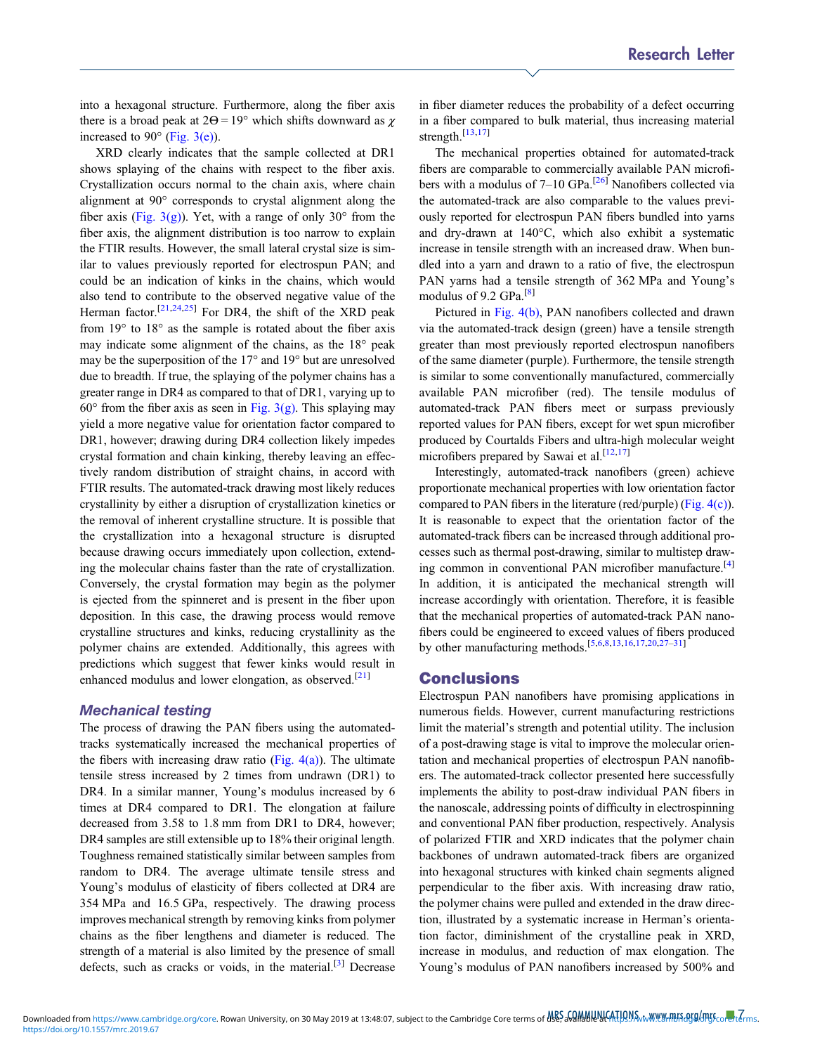into a hexagonal structure. Furthermore, along the fiber axis there is a broad peak at $2\Theta = 19°$ which shifts downward as $\chi$ increased to 90° (Fig. 3(e)).

XRD clearly indicates that the sample collected at DR1 shows splaying of the chains with respect to the fiber axis. Crystallization occurs normal to the chain axis, where chain alignment at 90° corresponds to crystal alignment along the fiber axis (Fig. 3(g)). Yet, with a range of only 30° from the fiber axis, the alignment distribution is too narrow to explain the FTIR results. However, the small lateral crystal size is similar to values previously reported for electrospun PAN; and could be an indication of kinks in the chains, which would also tend to contribute to the observed negative value of the Herman factor.[21,24,25] For DR4, the shift of the XRD peak from 19° to 18° as the sample is rotated about the fiber axis may indicate some alignment of the chains, as the 18° peak may be the superposition of the 17° and 19° but are unresolved due to breadth. If true, the splaying of the polymer chains has a greater range in DR4 as compared to that of DR1, varying up to 60° from the fiber axis as seen in Fig. 3(g). This splaying may yield a more negative value for orientation factor compared to DR1, however; drawing during DR4 collection likely impedes crystal formation and chain kinking, thereby leaving an effectively random distribution of straight chains, in accord with FTIR results. The automated-track drawing most likely reduces crystallinity by either a disruption of crystallization kinetics or the removal of inherent crystalline structure. It is possible that the crystallization into a hexagonal structure is disrupted because drawing occurs immediately upon collection, extending the molecular chains faster than the rate of crystallization. Conversely, the crystal formation may begin as the polymer is ejected from the spinneret and is present in the fiber upon deposition. In this case, the drawing process would remove crystalline structures and kinks, reducing crystallinity as the polymer chains are extended. Additionally, this agrees with predictions which suggest that fewer kinks would result in enhanced modulus and lower elongation, as observed.[21]

### *Mechanical testing*

The process of drawing the PAN fibers using the automated-tracks systematically increased the mechanical properties of the fibers with increasing draw ratio (Fig. 4(a)). The ultimate tensile stress increased by 2 times from undrawn (DR1) to DR4. In a similar manner, Young's modulus increased by 6 times at DR4 compared to DR1. The elongation at failure decreased from 3.58 to 1.8 mm from DR1 to DR4, however; DR4 samples are still extensible up to 18% their original length. Toughness remained statistically similar between samples from random to DR4. The average ultimate tensile stress and Young's modulus of elasticity of fibers collected at DR4 are 354 MPa and 16.5 GPa, respectively. The drawing process improves mechanical strength by removing kinks from polymer chains as the fiber lengthens and diameter is reduced. The strength of a material is also limited by the presence of small defects, such as cracks or voids, in the material.[3] Decrease in fiber diameter reduces the probability of a defect occurring in a fiber compared to bulk material, thus increasing material strength.[13,17]

The mechanical properties obtained for automated-track fibers are comparable to commercially available PAN microfibers with a modulus of 7–10 GPa.[26] Nanofibers collected via the automated-track are also comparable to the values previously reported for electrospun PAN fibers bundled into yarns and dry-drawn at 140°C, which also exhibit a systematic increase in tensile strength with an increased draw. When bundled into a yarn and drawn to a ratio of five, the electrospun PAN yarns had a tensile strength of 362 MPa and Young's modulus of 9.2 GPa.[8]

Pictured in Fig. 4(b), PAN nanofibers collected and drawn via the automated-track design (green) have a tensile strength greater than most previously reported electrospun nanofibers of the same diameter (purple). Furthermore, the tensile strength is similar to some conventionally manufactured, commercially available PAN microfiber (red). The tensile modulus of automated-track PAN fibers meet or surpass previously reported values for PAN fibers, except for wet spun microfiber produced by Courtalds Fibers and ultra-high molecular weight microfibers prepared by Sawai et al.[12,17]

Interestingly, automated-track nanofibers (green) achieve proportionate mechanical properties with low orientation factor compared to PAN fibers in the literature (red/purple) (Fig. 4(c)). It is reasonable to expect that the orientation factor of the automated-track fibers can be increased through additional processes such as thermal post-drawing, similar to multistep drawing common in conventional PAN microfiber manufacture.[4] In addition, it is anticipated the mechanical strength will increase accordingly with orientation. Therefore, it is feasible that the mechanical properties of automated-track PAN nanofibers could be engineered to exceed values of fibers produced by other manufacturing methods.[5,6,8,13,16,17,20,27–31]

## Conclusions

Electrospun PAN nanofibers have promising applications in numerous fields. However, current manufacturing restrictions limit the material's strength and potential utility. The inclusion of a post-drawing stage is vital to improve the molecular orientation and mechanical properties of electrospun PAN nanofibers. The automated-track collector presented here successfully implements the ability to post-draw individual PAN fibers in the nanoscale, addressing points of difficulty in electrospinning and conventional PAN fiber production, respectively. Analysis of polarized FTIR and XRD indicates that the polymer chain backbones of undrawn automated-track fibers are organized into hexagonal structures with kinked chain segments aligned perpendicular to the fiber axis. With increasing draw ratio, the polymer chains were pulled and extended in the draw direction, illustrated by a systematic increase in Herman's orientation factor, diminishment of the crystalline peak in XRD, increase in modulus, and reduction of max elongation. The Young's modulus of PAN nanofibers increased by 500% and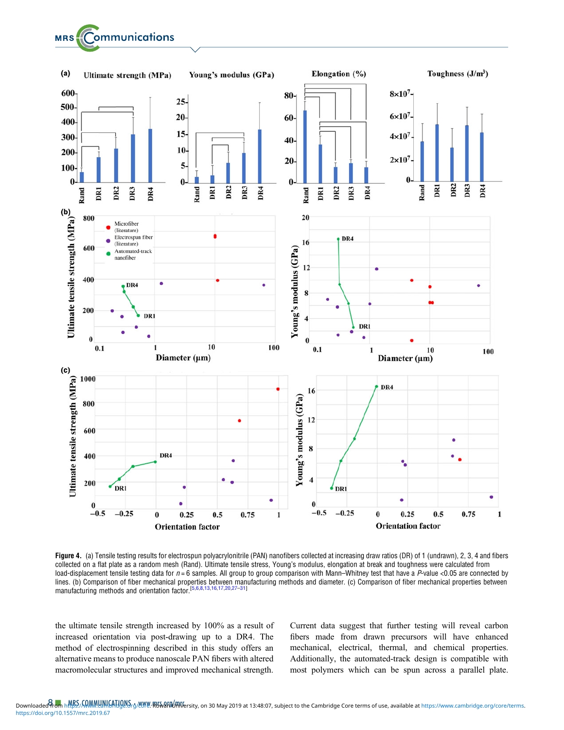**Figure 4.** (a) Tensile testing results for electrospun polyacrylonitrile (PAN) nanofibers collected at increasing draw ratios (DR) of 1 (undrawn), 2, 3, 4 and fibers collected on a flat plate as a random mesh (Rand). Ultimate tensile stress, Young's modulus, elongation at break and toughness were calculated from load-displacement tensile testing data for $n = 6$ samples. All group to group comparison with Mann–Whitney test that have a $P$-value <0.05 are connected by lines. (b) Comparison of fiber mechanical properties between manufacturing methods and diameter. (c) Comparison of fiber mechanical properties between manufacturing methods and orientation factor.[5,6,8,13,16,17,20,27–31]

the ultimate tensile strength increased by 100% as a result of increased orientation via post-drawing up to a DR4. The method of electrospinning described in this study offers an alternative means to produce nanoscale PAN fibers with altered macromolecular structures and improved mechanical strength. Current data suggest that further testing will reveal carbon fibers made from drawn precursors will have enhanced mechanical, electrical, thermal, and chemical properties. Additionally, the automated-track design is compatible with most polymers which can be spun across a parallel plate.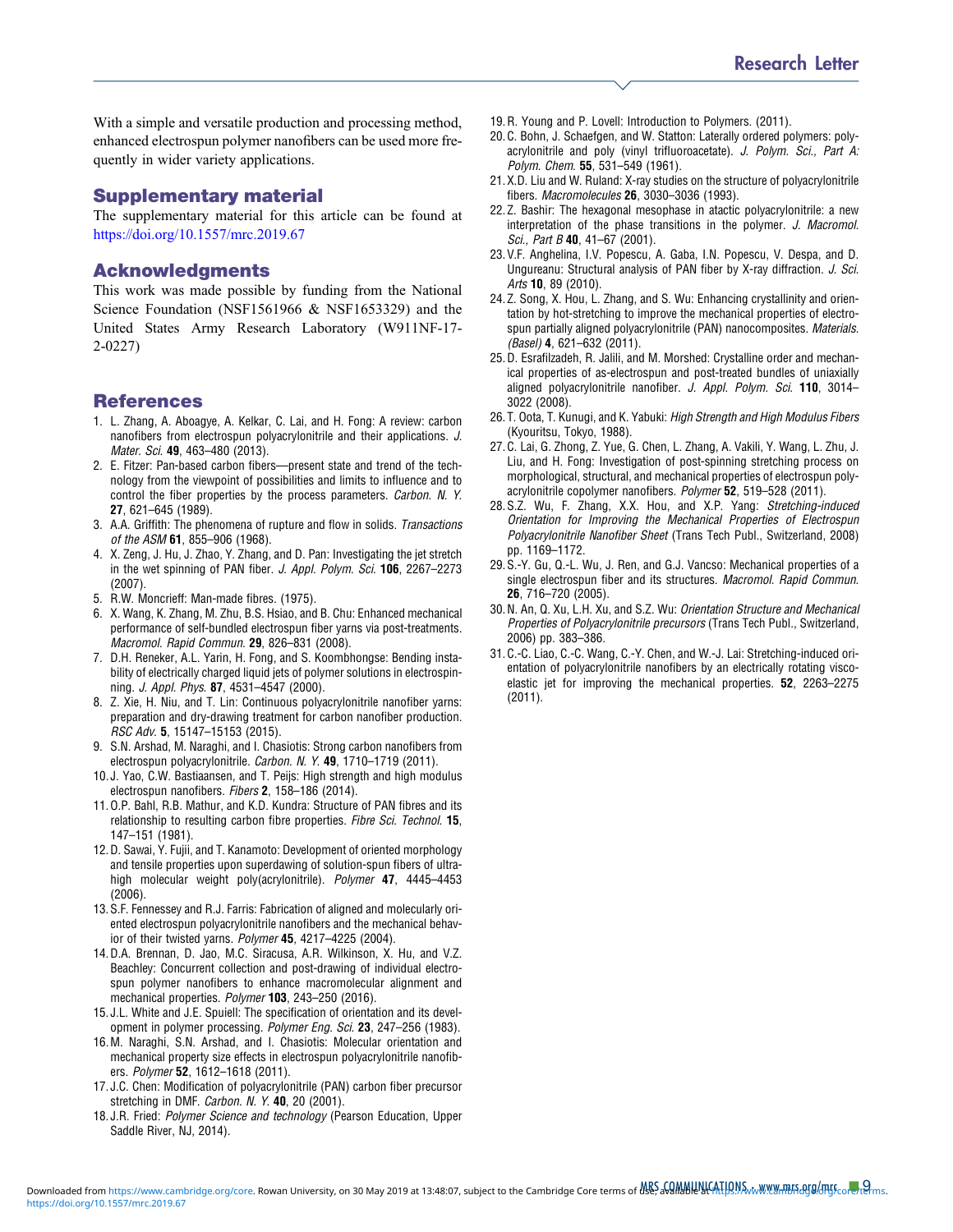With a simple and versatile production and processing method, enhanced electrospun polymer nanofibers can be used more frequently in wider variety applications.

## Supplementary material

The supplementary material for this article can be found at https://doi.org/10.1557/mrc.2019.67

## Acknowledgments

This work was made possible by funding from the National Science Foundation (NSF1561966 & NSF1653329) and the United States Army Research Laboratory (W911NF-17-2-0227)

## References

1. L. Zhang, A. Aboagye, A. Kelkar, C. Lai, and H. Fong: A review: carbon nanofibers from electrospun polyacrylonitrile and their applications. *J. Mater. Sci.* **49**, 463–480 (2013).
2. E. Fitzer: Pan-based carbon fibers—present state and trend of the technology from the viewpoint of possibilities and limits to influence and to control the fiber properties by the process parameters. *Carbon. N. Y.* **27**, 621–645 (1989).
3. A.A. Griffith: The phenomena of rupture and flow in solids. *Transactions of the ASM* **61**, 855–906 (1968).
4. X. Zeng, J. Hu, J. Zhao, Y. Zhang, and D. Pan: Investigating the jet stretch in the wet spinning of PAN fiber. *J. Appl. Polym. Sci.* **106**, 2267–2273 (2007).
5. R.W. Moncrieff: Man-made fibres. (1975).
6. X. Wang, K. Zhang, M. Zhu, B.S. Hsiao, and B. Chu: Enhanced mechanical performance of self-bundled electrospun fiber yarns via post-treatments. *Macromol. Rapid Commun.* **29**, 826–831 (2008).
7. D.H. Reneker, A.L. Yarin, H. Fong, and S. Koombhongse: Bending instability of electrically charged liquid jets of polymer solutions in electrospinning. *J. Appl. Phys.* **87**, 4531–4547 (2000).
8. Z. Xie, H. Niu, and T. Lin: Continuous polyacrylonitrile nanofiber yarns: preparation and dry-drawing treatment for carbon nanofiber production. *RSC Adv.* **5**, 15147–15153 (2015).
9. S.N. Arshad, M. Naraghi, and I. Chasiotis: Strong carbon nanofibers from electrospun polyacrylonitrile. *Carbon. N. Y.* **49**, 1710–1719 (2011).
10. J. Yao, C.W. Bastiaansen, and T. Peijs: High strength and high modulus electrospun nanofibers. *Fibers* **2**, 158–186 (2014).
11. O.P. Bahl, R.B. Mathur, and K.D. Kundra: Structure of PAN fibres and its relationship to resulting carbon fibre properties. *Fibre Sci. Technol.* **15**, 147–151 (1981).
12. D. Sawai, Y. Fujii, and T. Kanamoto: Development of oriented morphology and tensile properties upon superdawing of solution-spun fibers of ultra-high molecular weight poly(acrylonitrile). *Polymer* **47**, 4445–4453 (2006).
13. S.F. Fennessey and R.J. Farris: Fabrication of aligned and molecularly oriented electrospun polyacrylonitrile nanofibers and the mechanical behavior of their twisted yarns. *Polymer* **45**, 4217–4225 (2004).
14. D.A. Brennan, D. Jao, M.C. Siracusa, A.R. Wilkinson, X. Hu, and V.Z. Beachley: Concurrent collection and post-drawing of individual electrospun polymer nanofibers to enhance macromolecular alignment and mechanical properties. *Polymer* **103**, 243–250 (2016).
15. J.L. White and J.E. Spuiell: The specification of orientation and its development in polymer processing. *Polymer Eng. Sci.* **23**, 247–256 (1983).
16. M. Naraghi, S.N. Arshad, and I. Chasiotis: Molecular orientation and mechanical property size effects in electrospun polyacrylonitrile nanofibers. *Polymer* **52**, 1612–1618 (2011).
17. J.C. Chen: Modification of polyacrylonitrile (PAN) carbon fiber precursor stretching in DMF. *Carbon. N. Y.* **40**, 20 (2001).
18. J.R. Fried: *Polymer Science and technology* (Pearson Education, Upper Saddle River, NJ, 2014).
19. R. Young and P. Lovell: Introduction to Polymers. (2011).
20. C. Bohn, J. Schaefgen, and W. Statton: Laterally ordered polymers: polyacrylonitrile and poly (vinyl trifluoroacetate). *J. Polym. Sci., Part A: Polym. Chem.* **55**, 531–549 (1961).
21. X.D. Liu and W. Ruland: X-ray studies on the structure of polyacrylonitrile fibers. *Macromolecules* **26**, 3030–3036 (1993).
22. Z. Bashir: The hexagonal mesophase in atactic polyacrylonitrile: a new interpretation of the phase transitions in the polymer. *J. Macromol. Sci., Part B* **40**, 41–67 (2001).
23. V.F. Anghelina, I.V. Popescu, A. Gaba, I.N. Popescu, V. Despa, and D. Ungureanu: Structural analysis of PAN fiber by X-ray diffraction. *J. Sci. Arts* **10**, 89 (2010).
24. Z. Song, X. Hou, L. Zhang, and S. Wu: Enhancing crystallinity and orientation by hot-stretching to improve the mechanical properties of electrospun partially aligned polyacrylonitrile (PAN) nanocomposites. *Materials. (Basel)* **4**, 621–632 (2011).
25. D. Esrafilzadeh, R. Jalili, and M. Morshed: Crystalline order and mechanical properties of as-electrospun and post-treated bundles of uniaxially aligned polyacrylonitrile nanofiber. *J. Appl. Polym. Sci.* **110**, 3014–3022 (2008).
26. T. Oota, T. Kunugi, and K. Yabuki: *High Strength and High Modulus Fibers* (Kyouritsu, Tokyo, 1988).
27. C. Lai, G. Zhong, Z. Yue, G. Chen, L. Zhang, A. Vakili, Y. Wang, L. Zhu, J. Liu, and H. Fong: Investigation of post-spinning stretching process on morphological, structural, and mechanical properties of electrospun polyacrylonitrile copolymer nanofibers. *Polymer* **52**, 519–528 (2011).
28. S.Z. Wu, F. Zhang, X.X. Hou, and X.P. Yang: *Stretching-induced Orientation for Improving the Mechanical Properties of Electrospun Polyacrylonitrile Nanofiber Sheet* (Trans Tech Publ., Switzerland, 2008) pp. 1169–1172.
29. S.-Y. Gu, Q.-L. Wu, J. Ren, and G.J. Vancso: Mechanical properties of a single electrospun fiber and its structures. *Macromol. Rapid Commun.* **26**, 716–720 (2005).
30. N. An, Q. Xu, L.H. Xu, and S.Z. Wu: *Orientation Structure and Mechanical Properties of Polyacrylonitrile precursors* (Trans Tech Publ., Switzerland, 2006) pp. 383–386.
31. C.-C. Liao, C.-C. Wang, C.-Y. Chen, and W.-J. Lai: Stretching-induced orientation of polyacrylonitrile nanofibers by an electrically rotating viscoelastic jet for improving the mechanical properties. **52**, 2263–2275 (2011).